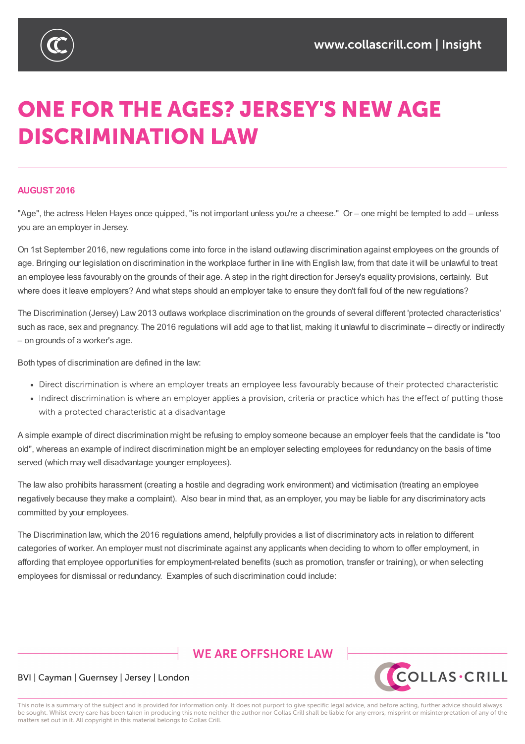# ONE FOR THE AGES? JERSEY'S NEW AGE DISCRIMINATION LAW

**AUGUST 2016**

"Age", the actress Helen Hayes once quipped, "is not important unless you're a cheese." Or – one might be tempted to add – unless you are an employer in Jersey.

On 1st September 2016, new regulations come into force in the island outlawing discrimination against employees on the grounds of age. Bringing our legislation on discrimination in the workplace further in line with English law, from that date it will be unlawful to treat an employee less favourably on the grounds of their age. A step in the right direction for Jersey's equality provisions, certainly. But where does it leave employers? And what steps should an employer take to ensure they don't fall foul of the new regulations?

The Discrimination (Jersey) Law 2013 outlaws workplace discrimination on the grounds of several different 'protected characteristics' such as race, sex and pregnancy. The 2016 regulations will add age to that list, making it unlawful to discriminate – directly or indirectly – on grounds of a worker's age.

Both types of discrimination are defined in the law:

- Direct discrimination is where an employer treats an employee less favourably because of their protected characteristic
- Indirect discrimination is where an employer applies a provision, criteria or practice which has the effect of putting those with a protected characteristic at a disadvantage

A simple example of direct discrimination might be refusing to employ someone because an employer feels that the candidate is "too old", whereas an example of indirect discrimination might be an employer selecting employees for redundancy on the basis of time served (which may well disadvantage younger employees).

The law also prohibits harassment (creating a hostile and degrading work environment) and victimisation (treating an employee negatively because they make a complaint). Also bear in mind that, as an employer, you may be liable for any discriminatory acts committed by your employees.

The Discrimination law, which the 2016 regulations amend, helpfully provides a list of discriminatory acts in relation to different categories of worker. An employer must not discriminate against any applicants when deciding to whom to offer employment, in affording that employee opportunities for employment-related benefits (such as promotion, transfer or training), or when selecting employees for dismissal or redundancy. Examples of such discrimination could include: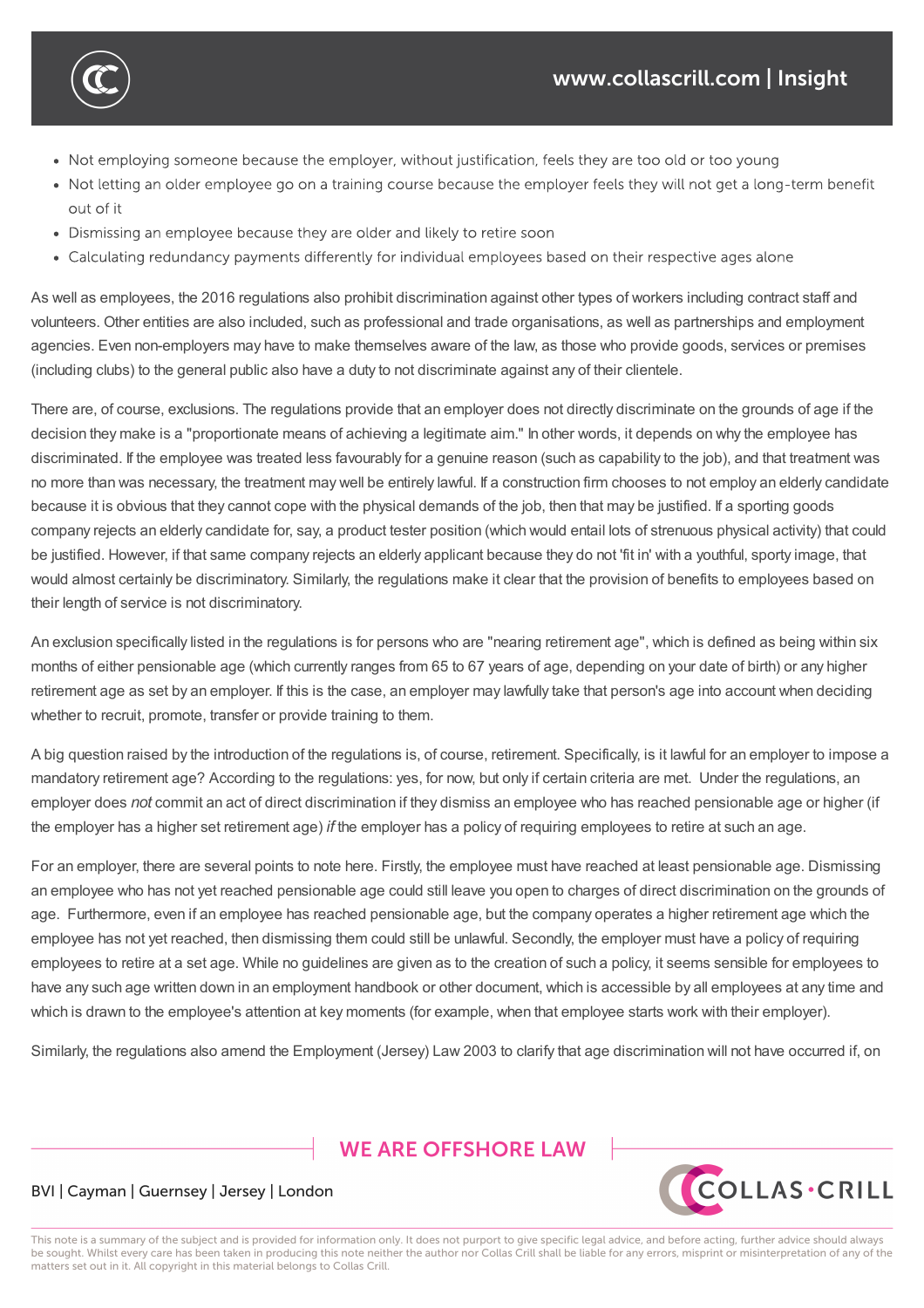- Not employing someone because the employer, without justification, feels they are too old or too young
- Not letting an older employee go on a training course because the employer feels they will not get a long-term benefit out of it
- Dismissing an employee because they are older and likely to retire soon
- Calculating redundancy payments differently for individual employees based on their respective ages alone

As well as employees, the 2016 regulations also prohibit discrimination against other types of workers including contract staff and volunteers. Other entities are also included, such as professional and trade organisations, as well as partnerships and employment agencies. Even non-employers may have to make themselves aware of the law, as those who provide goods, services or premises (including clubs) to the general public also have a duty to not discriminate against any of their clientele.

There are, of course, exclusions. The regulations provide that an employer does not directly discriminate on the grounds of age if the decision they make is a "proportionate means of achieving a legitimate aim." In other words, it depends on why the employee has discriminated. If the employee was treated less favourably for a genuine reason (such as capability to the job), and that treatment was no more than was necessary, the treatment may well be entirely lawful. If a construction firm chooses to not employ an elderly candidate because it is obvious that they cannot cope with the physical demands of the job, then that may be justified. If a sporting goods company rejects an elderly candidate for, say, a product tester position (which would entail lots of strenuous physical activity) that could be justified. However, if that same company rejects an elderly applicant because they do not 'fit in' with a youthful, sporty image, that would almost certainly be discriminatory. Similarly, the regulations make it clear that the provision of benefits to employees based on their length of service is not discriminatory.

An exclusion specifically listed in the regulations is for persons who are "nearing retirement age", which is defined as being within six months of either pensionable age (which currently ranges from 65 to 67 years of age, depending on your date of birth) or any higher retirement age as set by an employer. If this is the case, an employer may lawfully take that person's age into account when deciding whether to recruit, promote, transfer or provide training to them.

A big question raised by the introduction of the regulations is, of course, retirement. Specifically, is it lawful for an employer to impose a mandatory retirement age? According to the regulations: yes, for now, but only if certain criteria are met. Under the regulations, an employer does *not* commit an act of direct discrimination if they dismiss an employee who has reached pensionable age or higher (if the employer has a higher set retirement age) *if* the employer has a policy of requiring employees to retire at such an age.

For an employer, there are several points to note here. Firstly, the employee must have reached at least pensionable age. Dismissing an employee who has not yet reached pensionable age could still leave you open to charges of direct discrimination on the grounds of age. Furthermore, even if an employee has reached pensionable age, but the company operates a higher retirement age which the employee has not yet reached, then dismissing them could still be unlawful. Secondly, the employer must have a policy of requiring employees to retire at a set age. While no guidelines are given as to the creation of such a policy, it seems sensible for employees to have any such age written down in an employment handbook or other document, which is accessible by all employees at any time and which is drawn to the employee's attention at key moments (for example, when that employee starts work with their employer).

Similarly, the regulations also amend the Employment (Jersey) Law 2003 to clarify that age discrimination will not have occurred if, on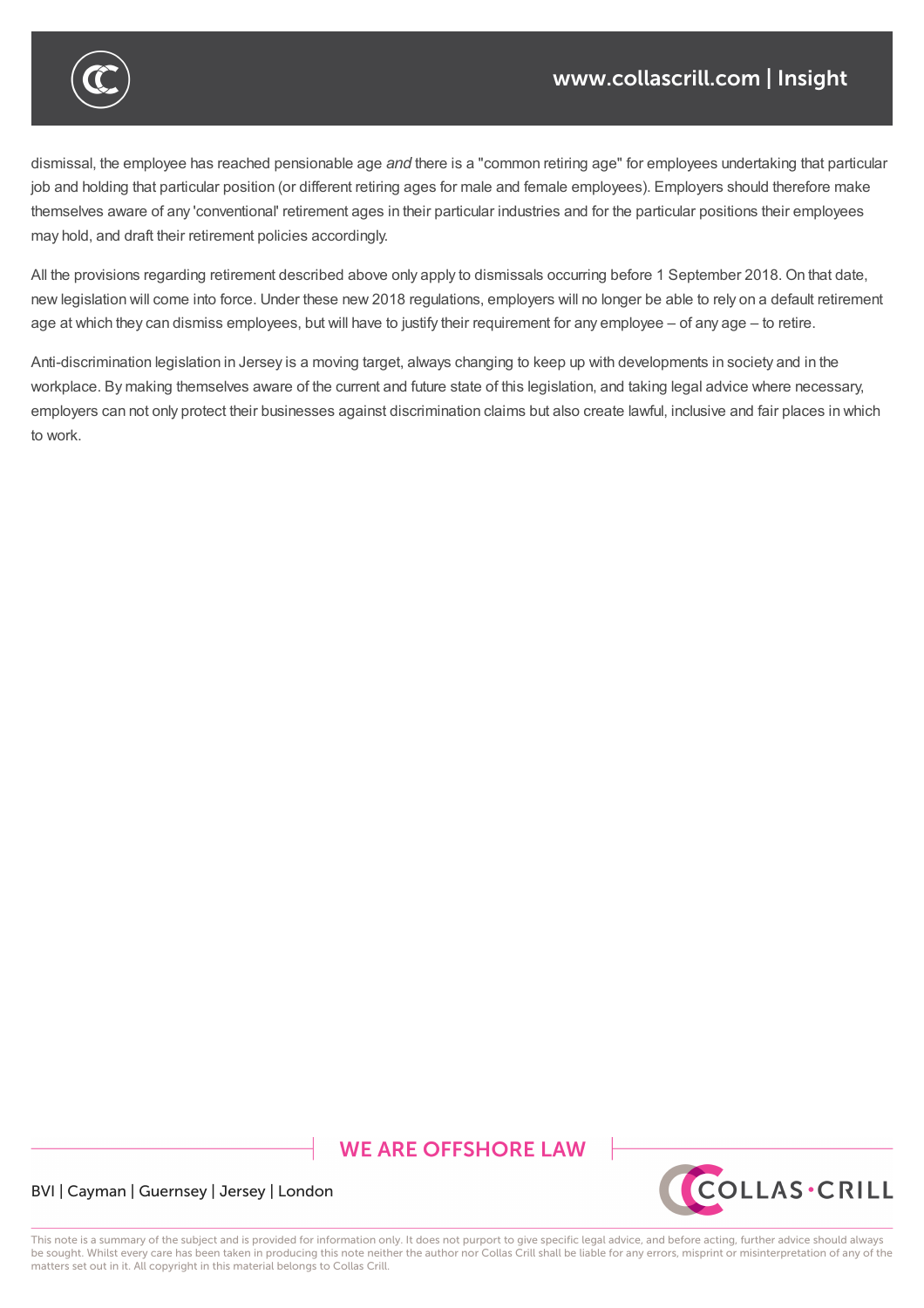dismissal, the employee has reached pensionable age *and* there is a "common retiring age" for employees undertaking that particular job and holding that particular position (or different retiring ages for male and female employees). Employers should therefore make themselves aware of any 'conventional' retirement ages in their particular industries and for the particular positions their employees may hold, and draft their retirement policies accordingly.

All the provisions regarding retirement described above only apply to dismissals occurring before 1 September 2018. On that date, new legislation will come into force. Under these new 2018 regulations, employers will no longer be able to rely on a default retirement age at which they can dismiss employees, but will have to justify their requirement for any employee – of any age – to retire.

Anti-discrimination legislation in Jersey is a moving target, always changing to keep up with developments in society and in the workplace. By making themselves aware of the current and future state of this legislation, and taking legal advice where necessary, employers can not only protect their businesses against discrimination claims but also create lawful, inclusive and fair places in which to work.

WE ARE OFFSHORE LAW

BVI | Cayman | Guernsey | Jersey | London

This note is a summary of the subject and is provided for information only. It does not purport to give specific legal advice, and before acting, further advice should always be sought. Whilst every care has been taken in producing this note neither the author nor Collas Crill shall be liable for any errors, misprint or misinterpretation of any of the matters set out in it. All copyright in this material belongs to Collas Crill.